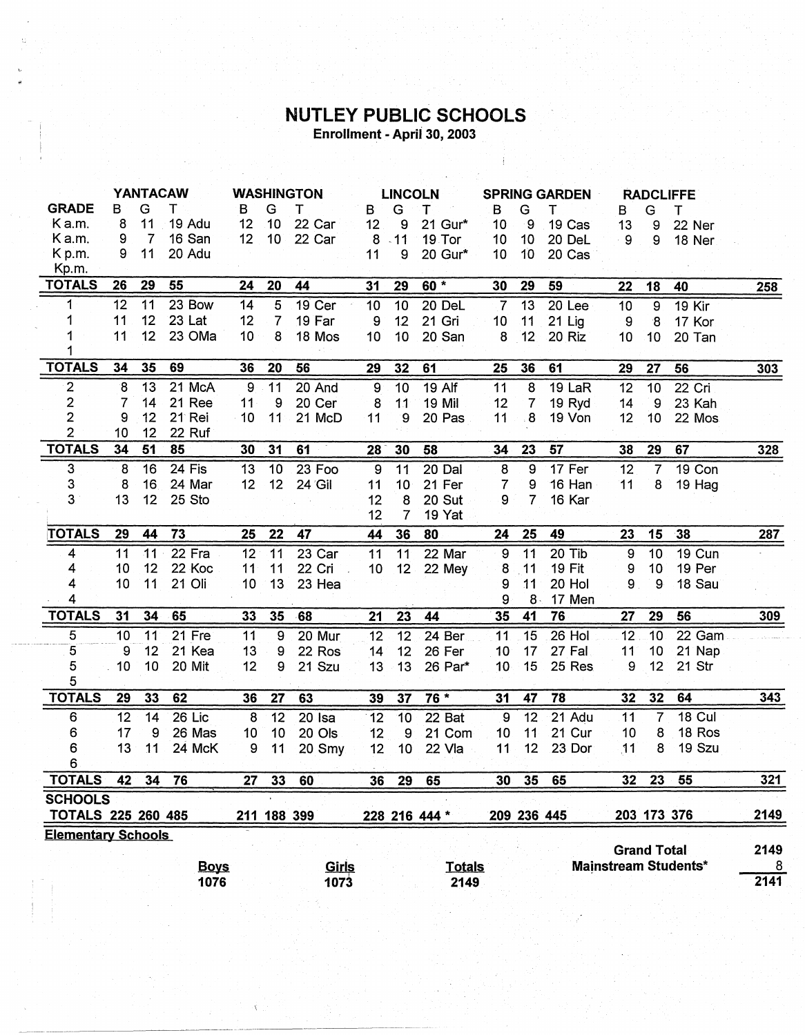# NUTLEY PUBLIC SCHOOLS

**Enrollment - April 30, 2003**

| GRADE | YANTACAW B | G | T | | WASHINGTON B | G | T | | LINCOLN B | G | T | | SPRING GARDEN B | G | T | | RADCLIFFE B | G | T | | |
|---|---|---|---|---|---|---|---|---|---|---|---|---|---|---|---|---|---|---|---|---|---|
| K a.m. | 8 | 11 | 19 | Adu | 12 | 10 | 22 | Car | 12 | 9 | 21 | Gur* | 10 | 9 | 19 | Cas | 13 | 9 | 22 | Ner | |
| K a.m. | 9 | 7 | 16 | San | 12 | 10 | 22 | Car | 8 | 11 | 19 | Tor | 10 | 10 | 20 | DeL | 9 | 9 | 18 | Ner | |
| K p.m. | 9 | 11 | 20 | Adu | | | | | 11 | 9 | 20 | Gur* | 10 | 10 | 20 | Cas | | | | | |
| Kp.m. | | | | | | | | | | | | | | | | | | | | | |
| **TOTALS** | **26** | **29** | **55** | | **24** | **20** | **44** | | **31** | **29** | **60 *** | | **30** | **29** | **59** | | **22** | **18** | **40** | | **258** |
| 1 | 12 | 11 | 23 | Bow | 14 | 5 | 19 | Cer | 10 | 10 | 20 | DeL | 7 | 13 | 20 | Lee | 10 | 9 | 19 | Kir | |
| 1 | 11 | 12 | 23 | Lat | 12 | 7 | 19 | Far | 9 | 12 | 21 | Gri | 10 | 11 | 21 | Lig | 9 | 8 | 17 | Kor | |
| 1 | 11 | 12 | 23 | OMa | 10 | 8 | 18 | Mos | 10 | 10 | 20 | San | 8 | 12 | 20 | Riz | 10 | 10 | 20 | Tan | |
| 1 | | | | | | | | | | | | | | | | | | | | | |
| **TOTALS** | **34** | **35** | **69** | | **36** | **20** | **56** | | **29** | **32** | **61** | | **25** | **36** | **61** | | **29** | **27** | **56** | | **303** |
| 2 | 8 | 13 | 21 | McA | 9 | 11 | 20 | And | 9 | 10 | 19 | Alf | 11 | 8 | 19 | LaR | 12 | 10 | 22 | Cri | |
| 2 | 7 | 14 | 21 | Ree | 11 | 9 | 20 | Cer | 8 | 11 | 19 | Mil | 12 | 7 | 19 | Ryd | 14 | 9 | 23 | Kah | |
| 2 | 9 | 12 | 21 | Rei | 10 | 11 | 21 | McD | 11 | 9 | 20 | Pas | 11 | 8 | 19 | Von | 12 | 10 | 22 | Mos | |
| 2 | 10 | 12 | 22 | Ruf | | | | | | | | | | | | | | | | | |
| **TOTALS** | **34** | **51** | **85** | | **30** | **31** | **61** | | **28** | **30** | **58** | | **34** | **23** | **57** | | **38** | **29** | **67** | | **328** |
| 3 | 8 | 16 | 24 | Fis | 13 | 10 | 23 | Foo | 9 | 11 | 20 | Dal | 8 | 9 | 17 | Fer | 12 | 7 | 19 | Con | |
| 3 | 8 | 16 | 24 | Mar | 12 | 12 | 24 | Gil | 11 | 10 | 21 | Fer | 7 | 9 | 16 | Han | 11 | 8 | 19 | Hag | |
| 3 | 13 | 12 | 25 | Sto | | | | | 12 | 8 | 20 | Sut | 9 | 7 | 16 | Kar | | | | | |
| | | | | | | | | | 12 | 7 | 19 | Yat | | | | | | | | | |
| **TOTALS** | **29** | **44** | **73** | | **25** | **22** | **47** | | **44** | **36** | **80** | | **24** | **25** | **49** | | **23** | **15** | **38** | | **287** |
| 4 | 11 | 11 | 22 | Fra | 12 | 11 | 23 | Car | 11 | 11 | 22 | Mar | 9 | 11 | 20 | Tib | 9 | 10 | 19 | Cun | |
| 4 | 10 | 12 | 22 | Koc | 11 | 11 | 22 | Cri | 10 | 12 | 22 | Mey | 8 | 11 | 19 | Fit | 9 | 10 | 19 | Per | |
| 4 | 10 | 11 | 21 | Oli | 10 | 13 | 23 | Hea | | | | | 9 | 11 | 20 | Hol | 9 | 9 | 18 | Sau | |
| 4 | | | | | | | | | | | | | 9 | 8 | 17 | Men | | | | | |
| **TOTALS** | **31** | **34** | **65** | | **33** | **35** | **68** | | **21** | **23** | **44** | | **35** | **41** | **76** | | **27** | **29** | **56** | | **309** |
| 5 | 10 | 11 | 21 | Fre | 11 | 9 | 20 | Mur | 12 | 12 | 24 | Ber | 11 | 15 | 26 | Hol | 12 | 10 | 22 | Gam | |
| 5 | 9 | 12 | 21 | Kea | 13 | 9 | 22 | Ros | 14 | 12 | 26 | Fer | 10 | 17 | 27 | Fal | 11 | 10 | 21 | Nap | |
| 5 | 10 | 10 | 20 | Mit | 12 | 9 | 21 | Szu | 13 | 13 | 26 | Par* | 10 | 15 | 25 | Res | 9 | 12 | 21 | Str | |
| 5 | | | | | | | | | | | | | | | | | | | | | |
| **TOTALS** | **29** | **33** | **62** | | **36** | **27** | **63** | | **39** | **37** | **76 *** | | **31** | **47** | **78** | | **32** | **32** | **64** | | **343** |
| 6 | 12 | 14 | 26 | Lic | 8 | 12 | 20 | Isa | 12 | 10 | 22 | Bat | 9 | 12 | 21 | Adu | 11 | 7 | 18 | Cul | |
| 6 | 17 | 9 | 26 | Mas | 10 | 10 | 20 | Ols | 12 | 9 | 21 | Com | 10 | 11 | 21 | Cur | 10 | 8 | 18 | Ros | |
| 6 | 13 | 11 | 24 | McK | 9 | 11 | 20 | Smy | 12 | 10 | 22 | Vla | 11 | 12 | 23 | Dor | 11 | 8 | 19 | Szu | |
| 6 | | | | | | | | | | | | | | | | | | | | | |
| **TOTALS** | **42** | **34** | **76** | | **27** | **33** | **60** | | **36** | **29** | **65** | | **30** | **35** | **65** | | **32** | **23** | **55** | | **321** |
| **SCHOOLS TOTALS** | **225** | **260** | **485** | | **211** | **188** | **399** | | **228** | **216** | **444 *** | | **209** | **236** | **445** | | **203** | **173** | **376** | | **2149** |

**Elementary Schools**

| Boys | Girls | Totals |
|---|---|---|
| 1076 | 1073 | 2149 |

| | |
|---|---|
| **Grand Total** | **2149** |
| **Mainstream Students*** | 8 |
| | **2141** |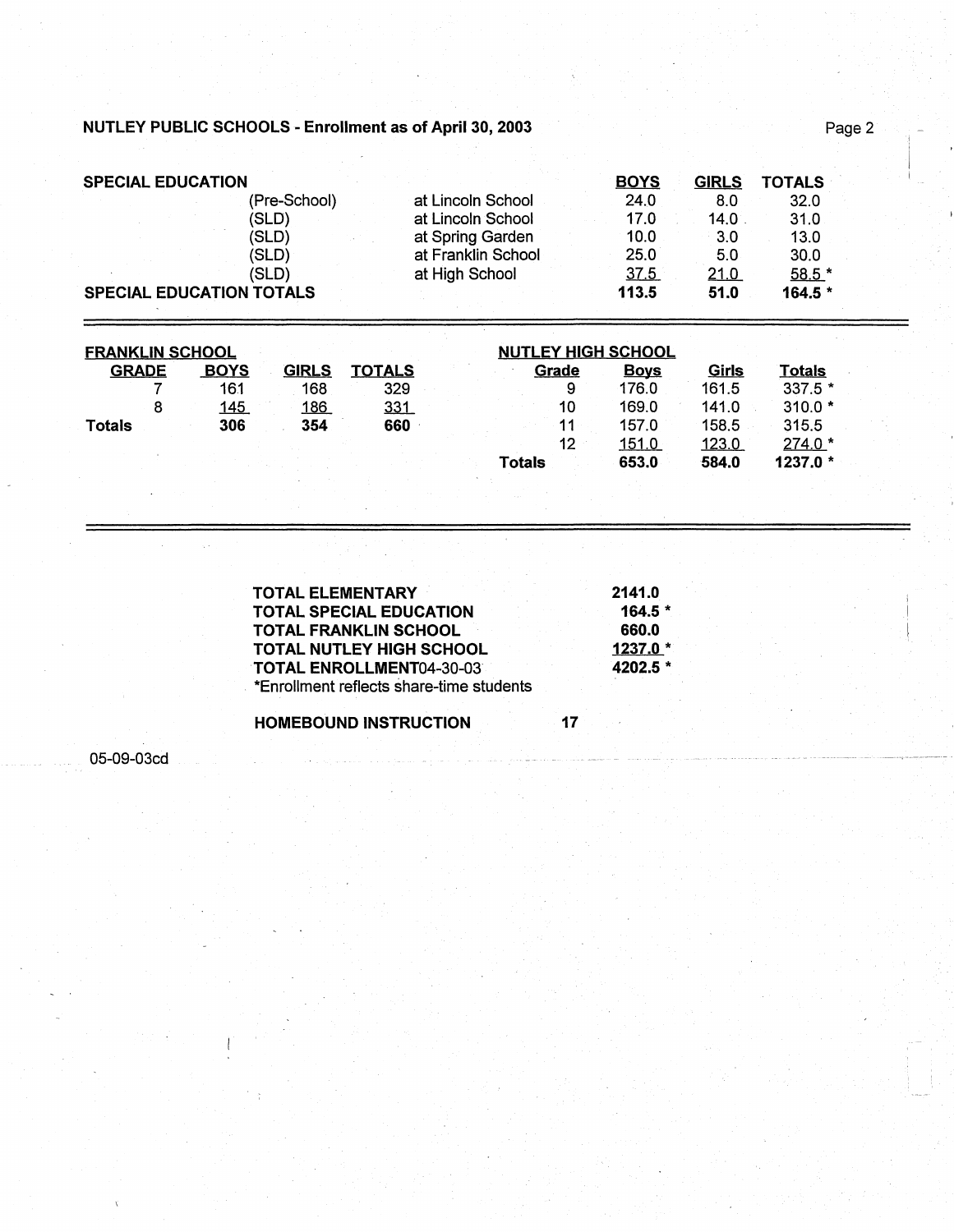## NUTLEY PUBLIC SCHOOLS - Enrollment as of April 30, 2003

| SPECIAL EDUCATION | | | BOYS | GIRLS | TOTALS |
|---|---|---|---|---|---|
| | (Pre-School) | at Lincoln School | 24.0 | 8.0 | 32.0 |
| | (SLD) | at Lincoln School | 17.0 | 14.0 | 31.0 |
| | (SLD) | at Spring Garden | 10.0 | 3.0 | 13.0 |
| | (SLD) | at Franklin School | 25.0 | 5.0 | 30.0 |
| | (SLD) | at High School | 37.5 | 21.0 | 58.5 * |
| **SPECIAL EDUCATION TOTALS** | | | **113.5** | **51.0** | **164.5 *** |

**FRANKLIN SCHOOL**

| GRADE | BOYS | GIRLS | TOTALS |
|---|---|---|---|
| 7 | 161 | 168 | 329 |
| 8 | 145 | 186 | 331 |
| **Totals** | **306** | **354** | **660** |

**NUTLEY HIGH SCHOOL**

| Grade | Boys | Girls | Totals |
|---|---|---|---|
| 9 | 176.0 | 161.5 | 337.5 * |
| 10 | 169.0 | 141.0 | 310.0 * |
| 11 | 157.0 | 158.5 | 315.5 |
| 12 | 151.0 | 123.0 | 274.0 * |
| **Totals** | **653.0** | **584.0** | **1237.0 *** |

| | |
|---|---|
| **TOTAL ELEMENTARY** | **2141.0** |
| **TOTAL SPECIAL EDUCATION** | **164.5 *** |
| **TOTAL FRANKLIN SCHOOL** | **660.0** |
| **TOTAL NUTLEY HIGH SCHOOL** | **1237.0 *** |
| **TOTAL ENROLLMENT**04-30-03 | **4202.5 *** |

*Enrollment reflects share-time students

**HOMEBOUND INSTRUCTION** **17**

05-09-03cd